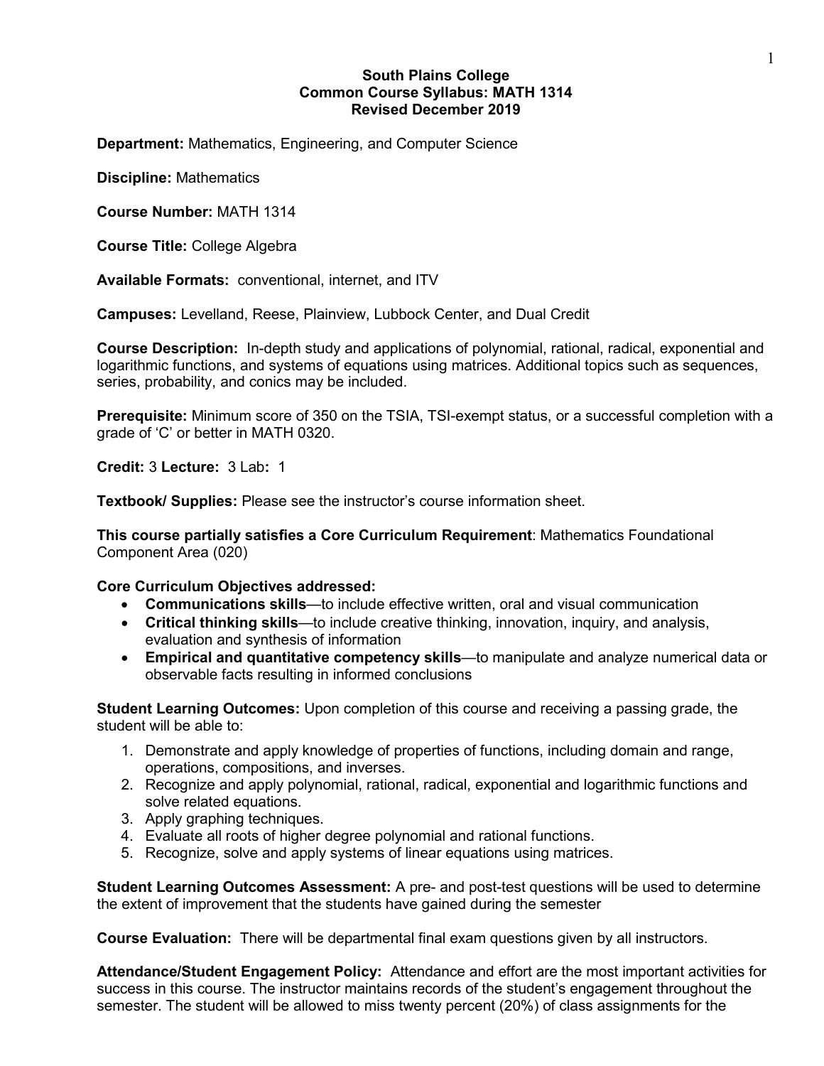**South Plains College**
**Common Course Syllabus: MATH 1314**
**Revised December 2019**

**Department:** Mathematics, Engineering, and Computer Science

**Discipline:** Mathematics

**Course Number:** MATH 1314

**Course Title:** College Algebra

**Available Formats:** conventional, internet, and ITV

**Campuses:** Levelland, Reese, Plainview, Lubbock Center, and Dual Credit

**Course Description:** In-depth study and applications of polynomial, rational, radical, exponential and logarithmic functions, and systems of equations using matrices. Additional topics such as sequences, series, probability, and conics may be included.

**Prerequisite:** Minimum score of 350 on the TSIA, TSI-exempt status, or a successful completion with a grade of 'C' or better in MATH 0320.

**Credit:** 3 **Lecture:** 3 Lab**:** 1

**Textbook/ Supplies:** Please see the instructor's course information sheet.

**This course partially satisfies a Core Curriculum Requirement**: Mathematics Foundational Component Area (020)

**Core Curriculum Objectives addressed:**

- **Communications skills**—to include effective written, oral and visual communication
- **Critical thinking skills**—to include creative thinking, innovation, inquiry, and analysis, evaluation and synthesis of information
- **Empirical and quantitative competency skills**—to manipulate and analyze numerical data or observable facts resulting in informed conclusions

**Student Learning Outcomes:** Upon completion of this course and receiving a passing grade, the student will be able to:

1. Demonstrate and apply knowledge of properties of functions, including domain and range, operations, compositions, and inverses.
2. Recognize and apply polynomial, rational, radical, exponential and logarithmic functions and solve related equations.
3. Apply graphing techniques.
4. Evaluate all roots of higher degree polynomial and rational functions.
5. Recognize, solve and apply systems of linear equations using matrices.

**Student Learning Outcomes Assessment:** A pre- and post-test questions will be used to determine the extent of improvement that the students have gained during the semester

**Course Evaluation:** There will be departmental final exam questions given by all instructors.

**Attendance/Student Engagement Policy:** Attendance and effort are the most important activities for success in this course. The instructor maintains records of the student's engagement throughout the semester. The student will be allowed to miss twenty percent (20%) of class assignments for the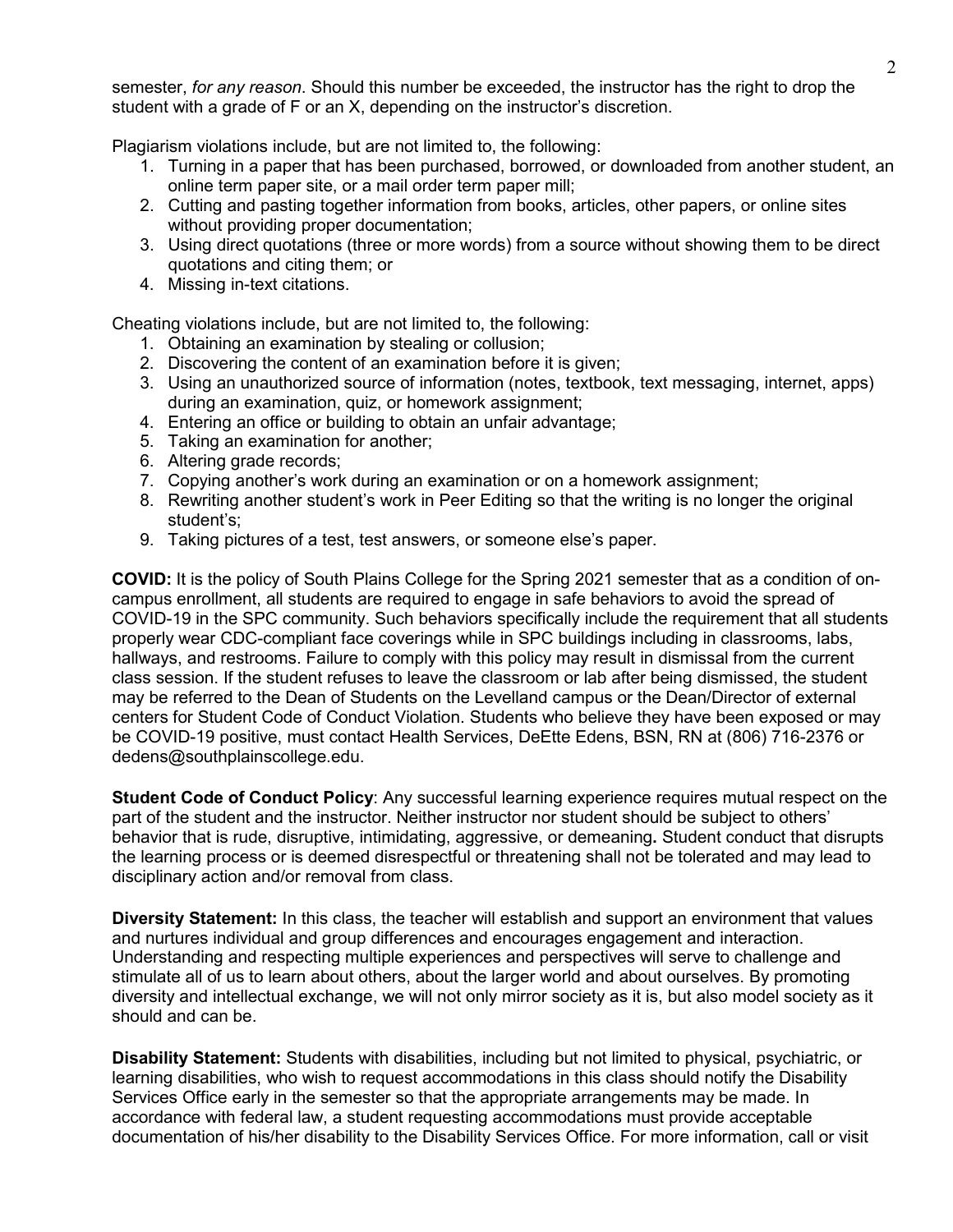semester, *for any reason*. Should this number be exceeded, the instructor has the right to drop the student with a grade of F or an X, depending on the instructor's discretion.

Plagiarism violations include, but are not limited to, the following:

1. Turning in a paper that has been purchased, borrowed, or downloaded from another student, an online term paper site, or a mail order term paper mill;
2. Cutting and pasting together information from books, articles, other papers, or online sites without providing proper documentation;
3. Using direct quotations (three or more words) from a source without showing them to be direct quotations and citing them; or
4. Missing in-text citations.

Cheating violations include, but are not limited to, the following:

1. Obtaining an examination by stealing or collusion;
2. Discovering the content of an examination before it is given;
3. Using an unauthorized source of information (notes, textbook, text messaging, internet, apps) during an examination, quiz, or homework assignment;
4. Entering an office or building to obtain an unfair advantage;
5. Taking an examination for another;
6. Altering grade records;
7. Copying another's work during an examination or on a homework assignment;
8. Rewriting another student's work in Peer Editing so that the writing is no longer the original student's;
9. Taking pictures of a test, test answers, or someone else's paper.

**COVID:** It is the policy of South Plains College for the Spring 2021 semester that as a condition of on-campus enrollment, all students are required to engage in safe behaviors to avoid the spread of COVID-19 in the SPC community. Such behaviors specifically include the requirement that all students properly wear CDC-compliant face coverings while in SPC buildings including in classrooms, labs, hallways, and restrooms. Failure to comply with this policy may result in dismissal from the current class session. If the student refuses to leave the classroom or lab after being dismissed, the student may be referred to the Dean of Students on the Levelland campus or the Dean/Director of external centers for Student Code of Conduct Violation. Students who believe they have been exposed or may be COVID-19 positive, must contact Health Services, DeEtte Edens, BSN, RN at (806) 716-2376 or dedens@southplainscollege.edu.

**Student Code of Conduct Policy**: Any successful learning experience requires mutual respect on the part of the student and the instructor. Neither instructor nor student should be subject to others' behavior that is rude, disruptive, intimidating, aggressive, or demeaning**.** Student conduct that disrupts the learning process or is deemed disrespectful or threatening shall not be tolerated and may lead to disciplinary action and/or removal from class.

**Diversity Statement:** In this class, the teacher will establish and support an environment that values and nurtures individual and group differences and encourages engagement and interaction. Understanding and respecting multiple experiences and perspectives will serve to challenge and stimulate all of us to learn about others, about the larger world and about ourselves. By promoting diversity and intellectual exchange, we will not only mirror society as it is, but also model society as it should and can be.

**Disability Statement:** Students with disabilities, including but not limited to physical, psychiatric, or learning disabilities, who wish to request accommodations in this class should notify the Disability Services Office early in the semester so that the appropriate arrangements may be made. In accordance with federal law, a student requesting accommodations must provide acceptable documentation of his/her disability to the Disability Services Office. For more information, call or visit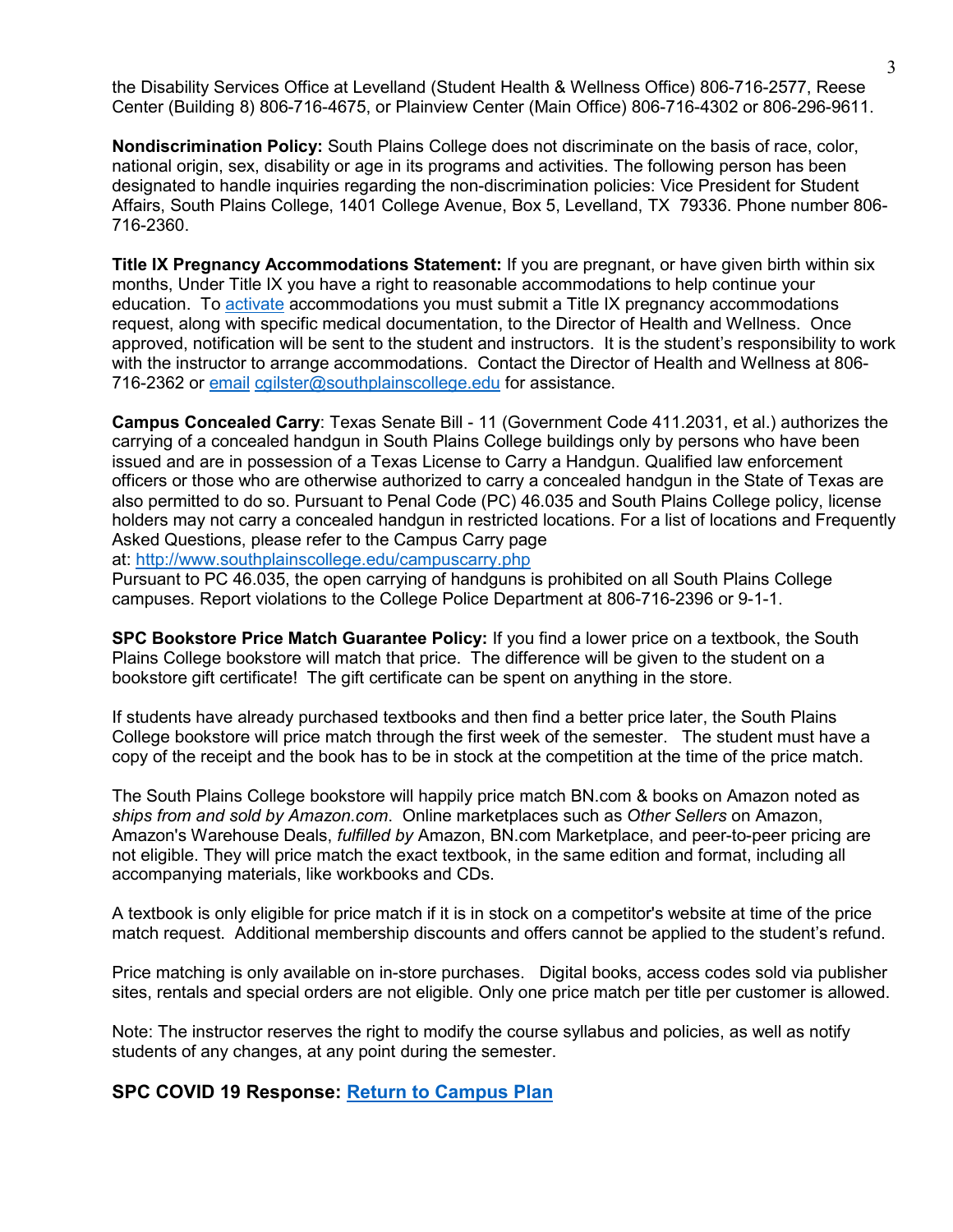the Disability Services Office at Levelland (Student Health & Wellness Office) 806-716-2577, Reese Center (Building 8) 806-716-4675, or Plainview Center (Main Office) 806-716-4302 or 806-296-9611.

**Nondiscrimination Policy:** South Plains College does not discriminate on the basis of race, color, national origin, sex, disability or age in its programs and activities. The following person has been designated to handle inquiries regarding the non-discrimination policies: Vice President for Student Affairs, South Plains College, 1401 College Avenue, Box 5, Levelland, TX 79336. Phone number 806-716-2360.

**Title IX Pregnancy Accommodations Statement:** If you are pregnant, or have given birth within six months, Under Title IX you have a right to reasonable accommodations to help continue your education. To activate accommodations you must submit a Title IX pregnancy accommodations request, along with specific medical documentation, to the Director of Health and Wellness. Once approved, notification will be sent to the student and instructors. It is the student's responsibility to work with the instructor to arrange accommodations. Contact the Director of Health and Wellness at 806-716-2362 or email cgilster@southplainscollege.edu for assistance.

**Campus Concealed Carry**: Texas Senate Bill - 11 (Government Code 411.2031, et al.) authorizes the carrying of a concealed handgun in South Plains College buildings only by persons who have been issued and are in possession of a Texas License to Carry a Handgun. Qualified law enforcement officers or those who are otherwise authorized to carry a concealed handgun in the State of Texas are also permitted to do so. Pursuant to Penal Code (PC) 46.035 and South Plains College policy, license holders may not carry a concealed handgun in restricted locations. For a list of locations and Frequently Asked Questions, please refer to the Campus Carry page at: http://www.southplainscollege.edu/campuscarry.php
Pursuant to PC 46.035, the open carrying of handguns is prohibited on all South Plains College campuses. Report violations to the College Police Department at 806-716-2396 or 9-1-1.

**SPC Bookstore Price Match Guarantee Policy:** If you find a lower price on a textbook, the South Plains College bookstore will match that price. The difference will be given to the student on a bookstore gift certificate! The gift certificate can be spent on anything in the store.

If students have already purchased textbooks and then find a better price later, the South Plains College bookstore will price match through the first week of the semester. The student must have a copy of the receipt and the book has to be in stock at the competition at the time of the price match.

The South Plains College bookstore will happily price match BN.com & books on Amazon noted as *ships from and sold by Amazon.com*. Online marketplaces such as *Other Sellers* on Amazon, Amazon's Warehouse Deals, *fulfilled by* Amazon, BN.com Marketplace, and peer-to-peer pricing are not eligible. They will price match the exact textbook, in the same edition and format, including all accompanying materials, like workbooks and CDs.

A textbook is only eligible for price match if it is in stock on a competitor's website at time of the price match request. Additional membership discounts and offers cannot be applied to the student's refund.

Price matching is only available on in-store purchases. Digital books, access codes sold via publisher sites, rentals and special orders are not eligible. Only one price match per title per customer is allowed.

Note: The instructor reserves the right to modify the course syllabus and policies, as well as notify students of any changes, at any point during the semester.

**SPC COVID 19 Response: Return to Campus Plan**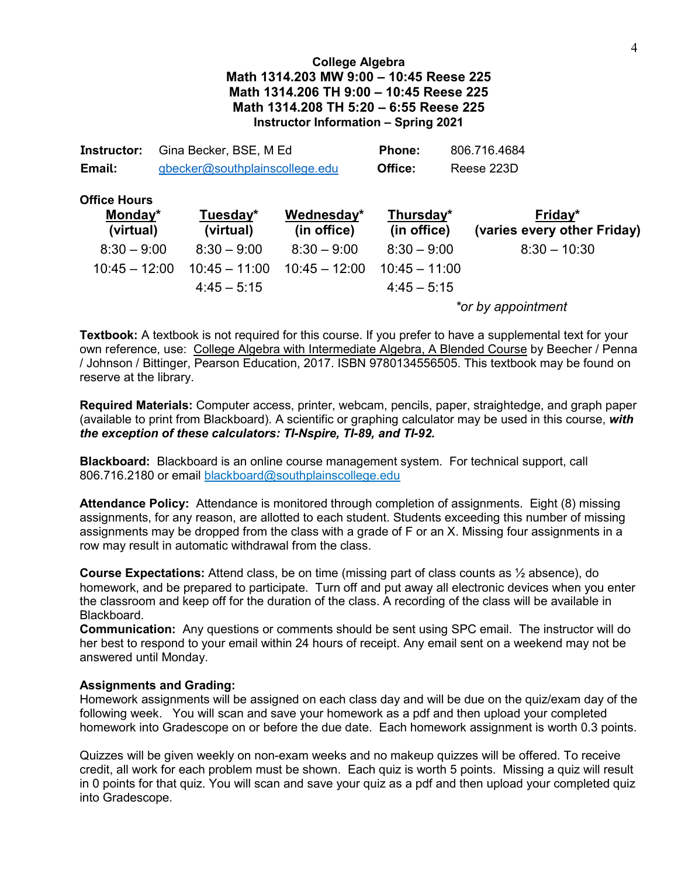**College Algebra**
**Math 1314.203 MW 9:00 – 10:45 Reese 225**
**Math 1314.206 TH 9:00 – 10:45 Reese 225**
**Math 1314.208 TH 5:20 – 6:55 Reese 225**
**Instructor Information – Spring 2021**

| | | | |
|---|---|---|---|
| **Instructor:** | Gina Becker, BSE, M Ed | **Phone:** | 806.716.4684 |
| **Email:** | gbecker@southplainscollege.edu | **Office:** | Reese 223D |

**Office Hours**

| Monday* (virtual) | Tuesday* (virtual) | Wednesday* (in office) | Thursday* (in office) | Friday* (varies every other Friday) |
|---|---|---|---|---|
| 8:30 – 9:00 | 8:30 – 9:00 | 8:30 – 9:00 | 8:30 – 9:00 | 8:30 – 10:30 |
| 10:45 – 12:00 | 10:45 – 11:00 | 10:45 – 12:00 | 10:45 – 11:00 | |
| | 4:45 – 5:15 | | 4:45 – 5:15 | |

*\*or by appointment*

**Textbook:** A textbook is not required for this course. If you prefer to have a supplemental text for your own reference, use: College Algebra with Intermediate Algebra, A Blended Course by Beecher / Penna / Johnson / Bittinger, Pearson Education, 2017. ISBN 9780134556505. This textbook may be found on reserve at the library.

**Required Materials:** Computer access, printer, webcam, pencils, paper, straightedge, and graph paper (available to print from Blackboard). A scientific or graphing calculator may be used in this course, ***with the exception of these calculators: TI-Nspire, TI-89, and TI-92.***

**Blackboard:** Blackboard is an online course management system. For technical support, call 806.716.2180 or email blackboard@southplainscollege.edu

**Attendance Policy:** Attendance is monitored through completion of assignments. Eight (8) missing assignments, for any reason, are allotted to each student. Students exceeding this number of missing assignments may be dropped from the class with a grade of F or an X. Missing four assignments in a row may result in automatic withdrawal from the class.

**Course Expectations:** Attend class, be on time (missing part of class counts as ½ absence), do homework, and be prepared to participate. Turn off and put away all electronic devices when you enter the classroom and keep off for the duration of the class. A recording of the class will be available in Blackboard.

**Communication:** Any questions or comments should be sent using SPC email. The instructor will do her best to respond to your email within 24 hours of receipt. Any email sent on a weekend may not be answered until Monday.

**Assignments and Grading:**

Homework assignments will be assigned on each class day and will be due on the quiz/exam day of the following week. You will scan and save your homework as a pdf and then upload your completed homework into Gradescope on or before the due date. Each homework assignment is worth 0.3 points.

Quizzes will be given weekly on non-exam weeks and no makeup quizzes will be offered. To receive credit, all work for each problem must be shown. Each quiz is worth 5 points. Missing a quiz will result in 0 points for that quiz. You will scan and save your quiz as a pdf and then upload your completed quiz into Gradescope.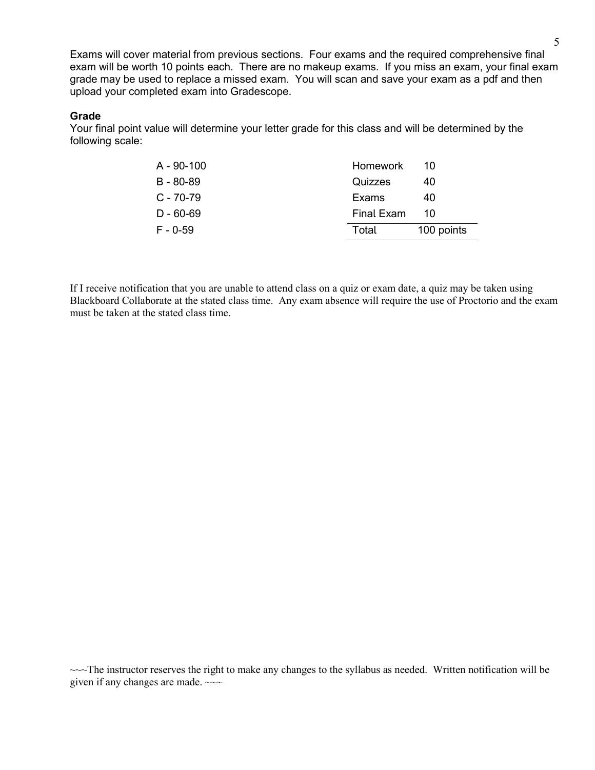Exams will cover material from previous sections. Four exams and the required comprehensive final exam will be worth 10 points each. There are no makeup exams. If you miss an exam, your final exam grade may be used to replace a missed exam. You will scan and save your exam as a pdf and then upload your completed exam into Gradescope.

**Grade**

Your final point value will determine your letter grade for this class and will be determined by the following scale:

| Grade | Range |
|---|---|
| A | 90-100 |
| B | 80-89 |
| C | 70-79 |
| D | 60-69 |
| F | 0-59 |

| Component | Points |
|---|---|
| Homework | 10 |
| Quizzes | 40 |
| Exams | 40 |
| Final Exam | 10 |
| Total | 100 points |

If I receive notification that you are unable to attend class on a quiz or exam date, a quiz may be taken using Blackboard Collaborate at the stated class time. Any exam absence will require the use of Proctorio and the exam must be taken at the stated class time.

~~~The instructor reserves the right to make any changes to the syllabus as needed. Written notification will be given if any changes are made. ~~~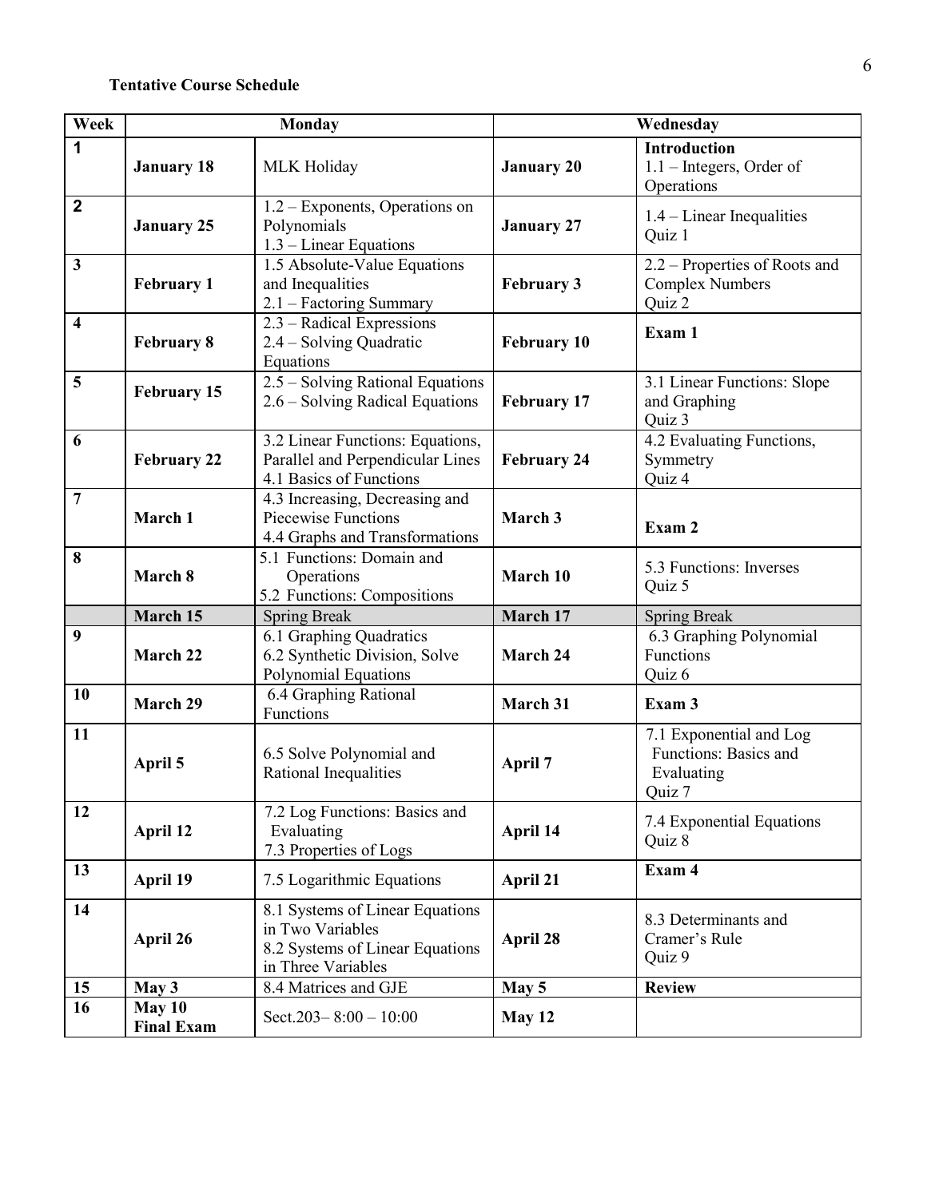**Tentative Course Schedule**

| Week | Monday | | Wednesday | |
|---|---|---|---|---|
| 1 | **January 18** | MLK Holiday | **January 20** | **Introduction**<br>1.1 – Integers, Order of Operations |
| 2 | **January 25** | 1.2 – Exponents, Operations on Polynomials<br>1.3 – Linear Equations | **January 27** | 1.4 – Linear Inequalities<br>Quiz 1 |
| 3 | **February 1** | 1.5 Absolute-Value Equations and Inequalities<br>2.1 – Factoring Summary | **February 3** | 2.2 – Properties of Roots and Complex Numbers<br>Quiz 2 |
| 4 | **February 8** | 2.3 – Radical Expressions<br>2.4 – Solving Quadratic Equations | **February 10** | **Exam 1** |
| 5 | **February 15** | 2.5 – Solving Rational Equations<br>2.6 – Solving Radical Equations | **February 17** | 3.1 Linear Functions: Slope and Graphing<br>Quiz 3 |
| 6 | **February 22** | 3.2 Linear Functions: Equations, Parallel and Perpendicular Lines<br>4.1 Basics of Functions | **February 24** | 4.2 Evaluating Functions, Symmetry<br>Quiz 4 |
| 7 | **March 1** | 4.3 Increasing, Decreasing and Piecewise Functions<br>4.4 Graphs and Transformations | **March 3** | **Exam 2** |
| 8 | **March 8** | 5.1 Functions: Domain and Operations<br>5.2 Functions: Compositions | **March 10** | 5.3 Functions: Inverses<br>Quiz 5 |
| | **March 15** | Spring Break | **March 17** | Spring Break |
| 9 | **March 22** | 6.1 Graphing Quadratics<br>6.2 Synthetic Division, Solve Polynomial Equations | **March 24** | 6.3 Graphing Polynomial Functions<br>Quiz 6 |
| 10 | **March 29** | 6.4 Graphing Rational Functions | **March 31** | **Exam 3** |
| 11 | **April 5** | 6.5 Solve Polynomial and Rational Inequalities | **April 7** | 7.1 Exponential and Log Functions: Basics and Evaluating<br>Quiz 7 |
| 12 | **April 12** | 7.2 Log Functions: Basics and Evaluating<br>7.3 Properties of Logs | **April 14** | 7.4 Exponential Equations<br>Quiz 8 |
| 13 | **April 19** | 7.5 Logarithmic Equations | **April 21** | **Exam 4** |
| 14 | **April 26** | 8.1 Systems of Linear Equations in Two Variables<br>8.2 Systems of Linear Equations in Three Variables | **April 28** | 8.3 Determinants and Cramer's Rule<br>Quiz 9 |
| 15 | **May 3** | 8.4 Matrices and GJE | **May 5** | **Review** |
| 16 | **May 10 Final Exam** | Sect.203– 8:00 – 10:00 | **May 12** | |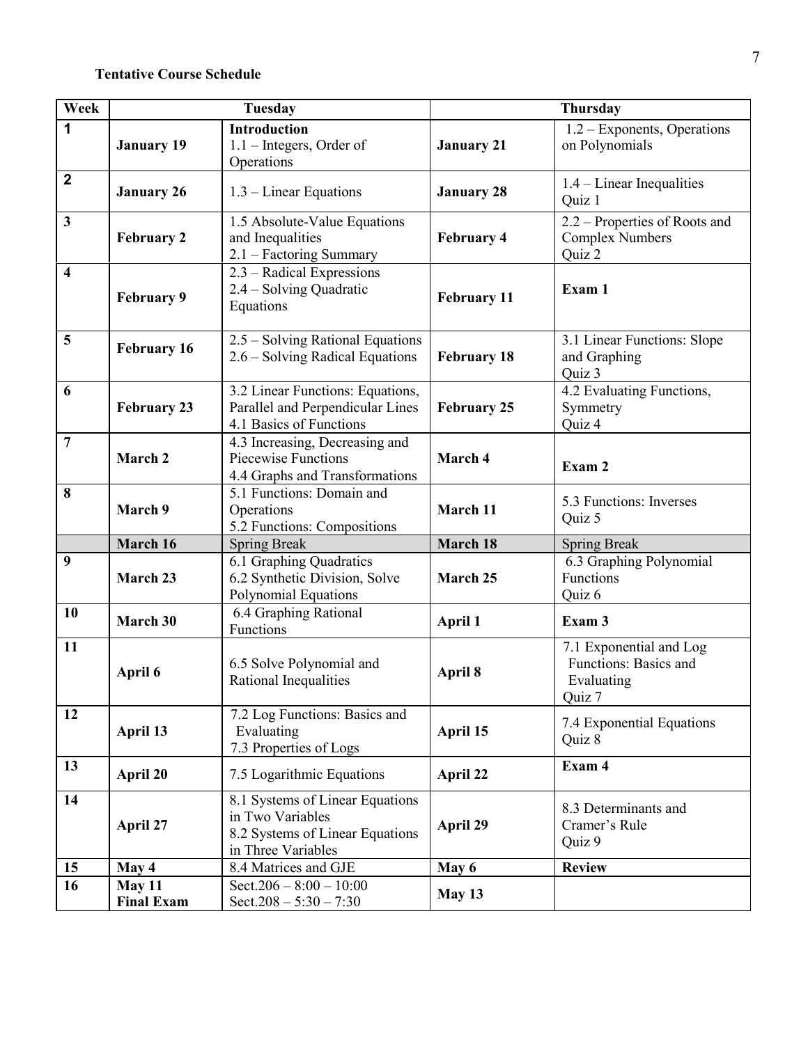**Tentative Course Schedule**

| Week | Tuesday | | Thursday | |
|---|---|---|---|---|
| 1 | **January 19** | **Introduction**<br>1.1 – Integers, Order of Operations | **January 21** | 1.2 – Exponents, Operations on Polynomials |
| 2 | **January 26** | 1.3 – Linear Equations | **January 28** | 1.4 – Linear Inequalities<br>Quiz 1 |
| 3 | **February 2** | 1.5 Absolute-Value Equations and Inequalities<br>2.1 – Factoring Summary | **February 4** | 2.2 – Properties of Roots and Complex Numbers<br>Quiz 2 |
| 4 | **February 9** | 2.3 – Radical Expressions<br>2.4 – Solving Quadratic Equations | **February 11** | **Exam 1** |
| 5 | **February 16** | 2.5 – Solving Rational Equations<br>2.6 – Solving Radical Equations | **February 18** | 3.1 Linear Functions: Slope and Graphing<br>Quiz 3 |
| 6 | **February 23** | 3.2 Linear Functions: Equations, Parallel and Perpendicular Lines<br>4.1 Basics of Functions | **February 25** | 4.2 Evaluating Functions, Symmetry<br>Quiz 4 |
| 7 | **March 2** | 4.3 Increasing, Decreasing and Piecewise Functions<br>4.4 Graphs and Transformations | **March 4** | **Exam 2** |
| 8 | **March 9** | 5.1 Functions: Domain and Operations<br>5.2 Functions: Compositions | **March 11** | 5.3 Functions: Inverses<br>Quiz 5 |
| | **March 16** | Spring Break | **March 18** | Spring Break |
| 9 | **March 23** | 6.1 Graphing Quadratics<br>6.2 Synthetic Division, Solve Polynomial Equations | **March 25** | 6.3 Graphing Polynomial Functions<br>Quiz 6 |
| 10 | **March 30** | 6.4 Graphing Rational Functions | **April 1** | **Exam 3** |
| 11 | **April 6** | 6.5 Solve Polynomial and Rational Inequalities | **April 8** | 7.1 Exponential and Log Functions: Basics and Evaluating<br>Quiz 7 |
| 12 | **April 13** | 7.2 Log Functions: Basics and Evaluating<br>7.3 Properties of Logs | **April 15** | 7.4 Exponential Equations<br>Quiz 8 |
| 13 | **April 20** | 7.5 Logarithmic Equations | **April 22** | **Exam 4** |
| 14 | **April 27** | 8.1 Systems of Linear Equations in Two Variables<br>8.2 Systems of Linear Equations in Three Variables | **April 29** | 8.3 Determinants and Cramer's Rule<br>Quiz 9 |
| 15 | **May 4** | 8.4 Matrices and GJE | **May 6** | **Review** |
| 16 | **May 11**<br>**Final Exam** | Sect.206 – 8:00 – 10:00<br>Sect.208 – 5:30 – 7:30 | **May 13** | |